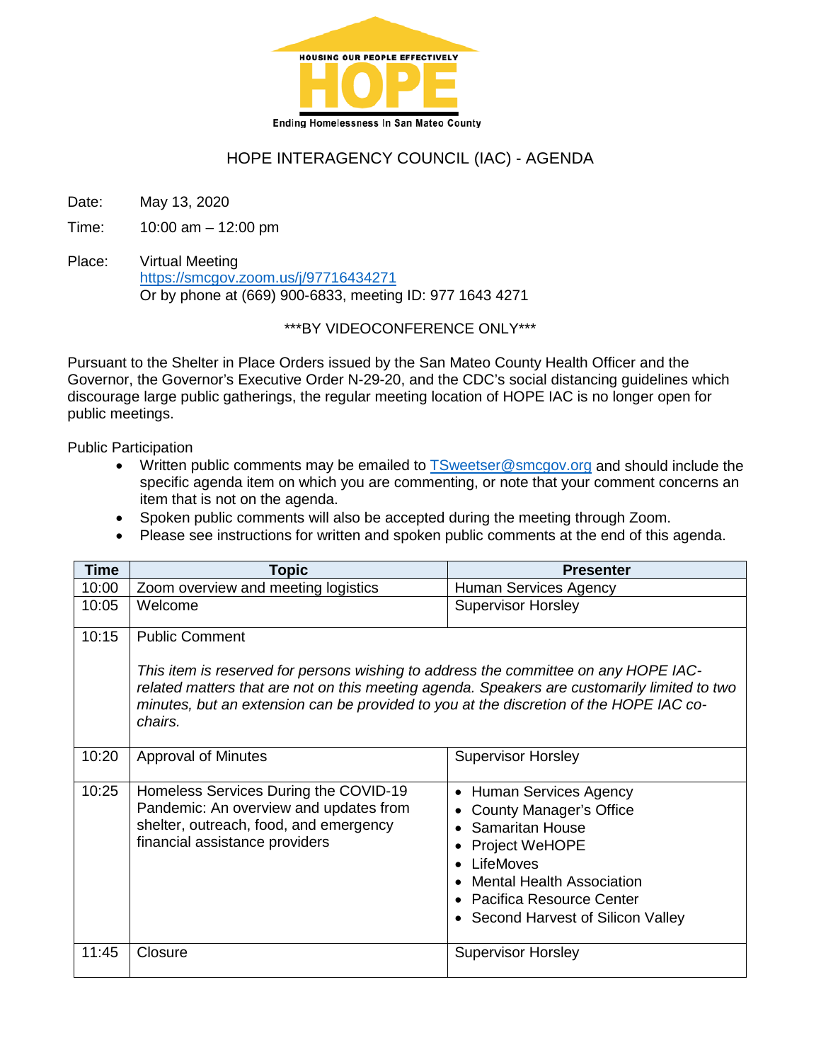HOUSING OUR PEOPLE EFFECTIVELY

**HOPE**

Ending Homelessness In San Mateo County

# HOPE INTERAGENCY COUNCIL (IAC) - AGENDA

Date: May 13, 2020

Time: 10:00 am – 12:00 pm

Place: Virtual Meeting
https://smcgov.zoom.us/j/97716434271
Or by phone at (669) 900-6833, meeting ID: 977 1643 4271

***BY VIDEOCONFERENCE ONLY***

Pursuant to the Shelter in Place Orders issued by the San Mateo County Health Officer and the Governor, the Governor's Executive Order N-29-20, and the CDC's social distancing guidelines which discourage large public gatherings, the regular meeting location of HOPE IAC is no longer open for public meetings.

Public Participation

- Written public comments may be emailed to TSweetser@smcgov.org and should include the specific agenda item on which you are commenting, or note that your comment concerns an item that is not on the agenda.
- Spoken public comments will also be accepted during the meeting through Zoom.
- Please see instructions for written and spoken public comments at the end of this agenda.

| Time | Topic | Presenter |
| --- | --- | --- |
| 10:00 | Zoom overview and meeting logistics | Human Services Agency |
| 10:05 | Welcome | Supervisor Horsley |
| 10:15 | Public Comment<br><br>*This item is reserved for persons wishing to address the committee on any HOPE IAC-related matters that are not on this meeting agenda. Speakers are customarily limited to two minutes, but an extension can be provided to you at the discretion of the HOPE IAC co-chairs.* | |
| 10:20 | Approval of Minutes | Supervisor Horsley |
| 10:25 | Homeless Services During the COVID-19 Pandemic: An overview and updates from shelter, outreach, food, and emergency financial assistance providers | • Human Services Agency<br>• County Manager's Office<br>• Samaritan House<br>• Project WeHOPE<br>• LifeMoves<br>• Mental Health Association<br>• Pacifica Resource Center<br>• Second Harvest of Silicon Valley |
| 11:45 | Closure | Supervisor Horsley |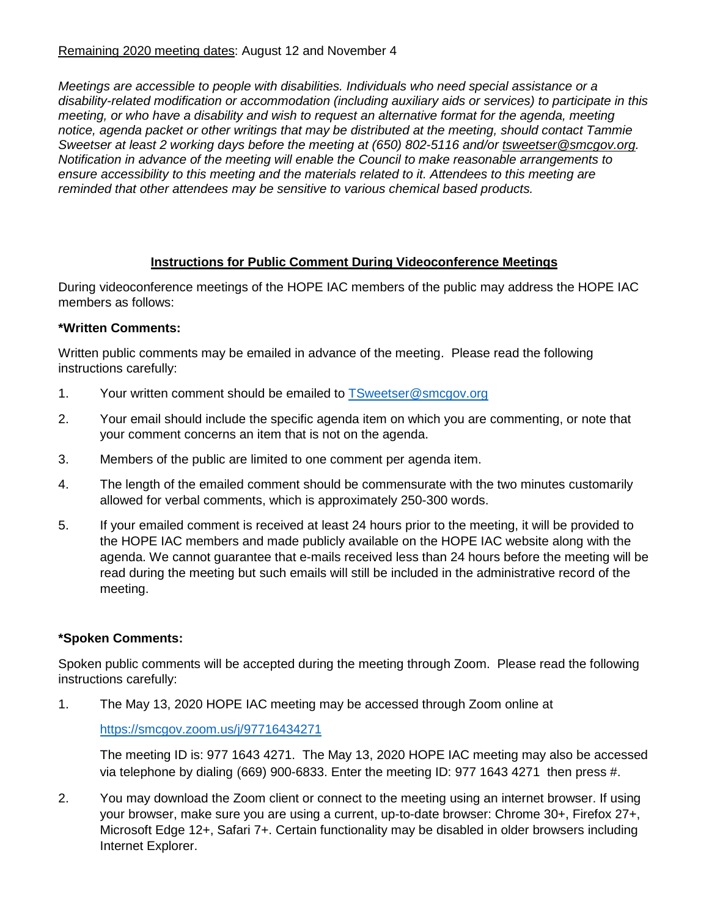<u>Remaining 2020 meeting dates</u>: August 12 and November 4

*Meetings are accessible to people with disabilities. Individuals who need special assistance or a disability-related modification or accommodation (including auxiliary aids or services) to participate in this meeting, or who have a disability and wish to request an alternative format for the agenda, meeting notice, agenda packet or other writings that may be distributed at the meeting, should contact Tammie Sweetser at least 2 working days before the meeting at (650) 802-5116 and/or tsweetser@smcgov.org. Notification in advance of the meeting will enable the Council to make reasonable arrangements to ensure accessibility to this meeting and the materials related to it. Attendees to this meeting are reminded that other attendees may be sensitive to various chemical based products.*

## **Instructions for Public Comment During Videoconference Meetings**

During videoconference meetings of the HOPE IAC members of the public may address the HOPE IAC members as follows:

**\*Written Comments:**

Written public comments may be emailed in advance of the meeting. Please read the following instructions carefully:

1. Your written comment should be emailed to TSweetser@smcgov.org
2. Your email should include the specific agenda item on which you are commenting, or note that your comment concerns an item that is not on the agenda.
3. Members of the public are limited to one comment per agenda item.
4. The length of the emailed comment should be commensurate with the two minutes customarily allowed for verbal comments, which is approximately 250-300 words.
5. If your emailed comment is received at least 24 hours prior to the meeting, it will be provided to the HOPE IAC members and made publicly available on the HOPE IAC website along with the agenda. We cannot guarantee that e-mails received less than 24 hours before the meeting will be read during the meeting but such emails will still be included in the administrative record of the meeting.

**\*Spoken Comments:**

Spoken public comments will be accepted during the meeting through Zoom. Please read the following instructions carefully:

1. The May 13, 2020 HOPE IAC meeting may be accessed through Zoom online at

   https://smcgov.zoom.us/j/97716434271

   The meeting ID is: 977 1643 4271. The May 13, 2020 HOPE IAC meeting may also be accessed via telephone by dialing (669) 900-6833. Enter the meeting ID: 977 1643 4271 then press #.

2. You may download the Zoom client or connect to the meeting using an internet browser. If using your browser, make sure you are using a current, up-to-date browser: Chrome 30+, Firefox 27+, Microsoft Edge 12+, Safari 7+. Certain functionality may be disabled in older browsers including Internet Explorer.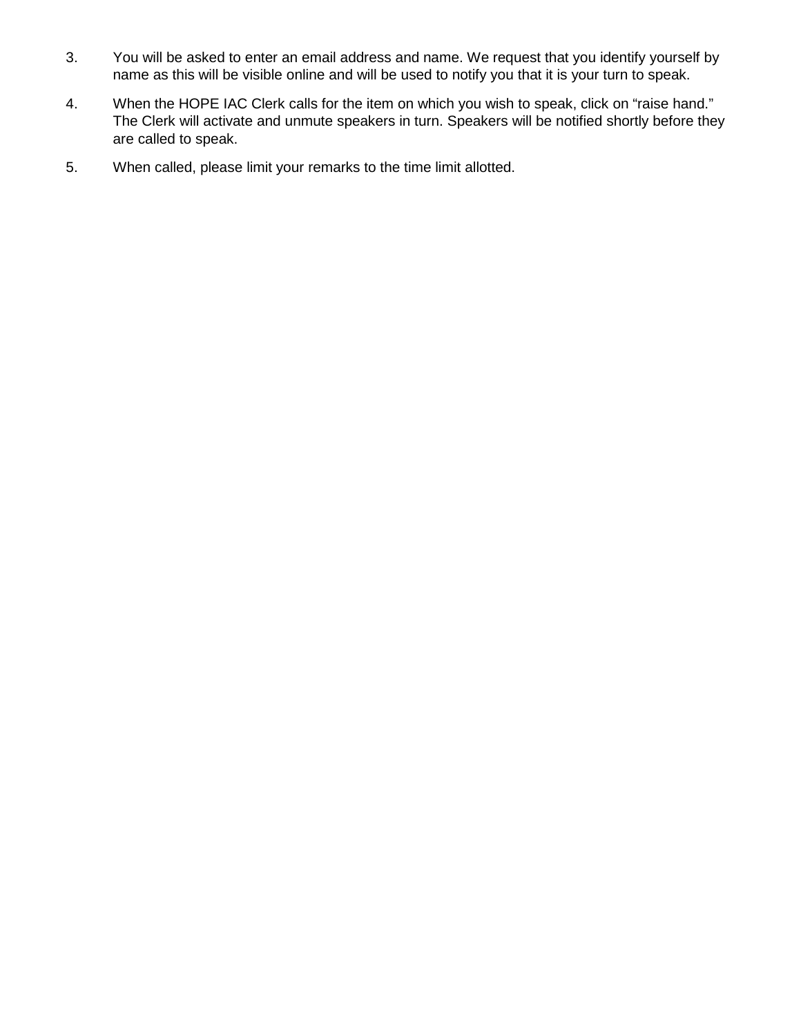3. You will be asked to enter an email address and name. We request that you identify yourself by name as this will be visible online and will be used to notify you that it is your turn to speak.

4. When the HOPE IAC Clerk calls for the item on which you wish to speak, click on “raise hand.” The Clerk will activate and unmute speakers in turn. Speakers will be notified shortly before they are called to speak.

5. When called, please limit your remarks to the time limit allotted.